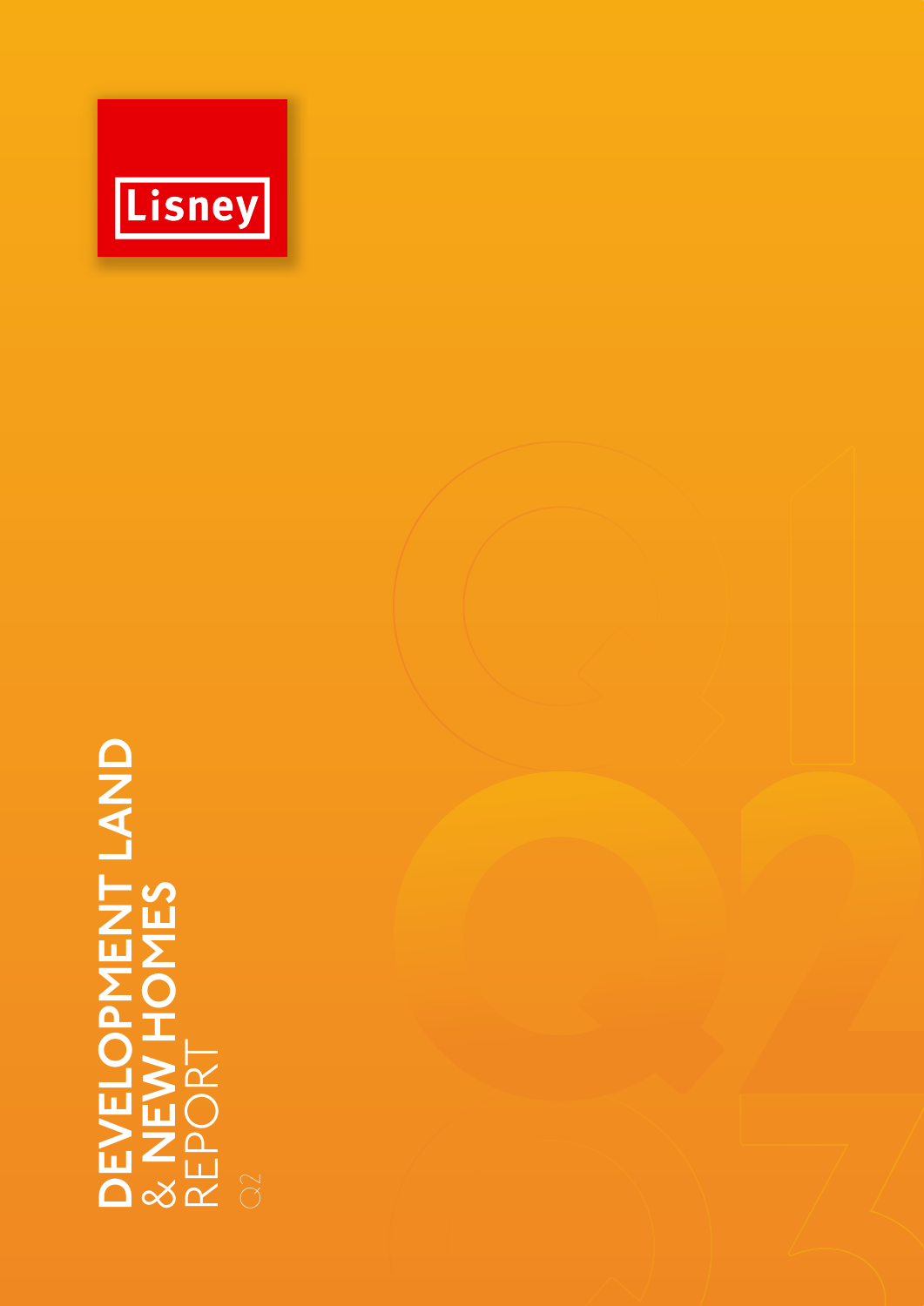Lisney

# DEVELOPMENT LAND & NEW HOMES REPORT

Q2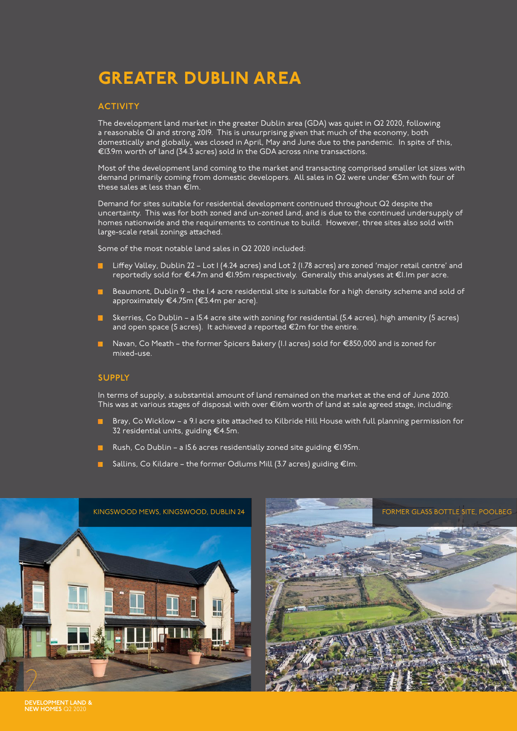# GREATER DUBLIN AREA

## ACTIVITY

The development land market in the greater Dublin area (GDA) was quiet in Q2 2020, following a reasonable Q1 and strong 2019. This is unsurprising given that much of the economy, both domestically and globally, was closed in April, May and June due to the pandemic. In spite of this, €13.9m worth of land (34.3 acres) sold in the GDA across nine transactions.

Most of the development land coming to the market and transacting comprised smaller lot sizes with demand primarily coming from domestic developers. All sales in Q2 were under €5m with four of these sales at less than €1m.

Demand for sites suitable for residential development continued throughout Q2 despite the uncertainty. This was for both zoned and un-zoned land, and is due to the continued undersupply of homes nationwide and the requirements to continue to build. However, three sites also sold with large-scale retail zonings attached.

Some of the most notable land sales in Q2 2020 included:

- Liffey Valley, Dublin 22 – Lot 1 (4.24 acres) and Lot 2 (1.78 acres) are zoned 'major retail centre' and reportedly sold for €4.7m and €1.95m respectively. Generally this analyses at €1.1m per acre.
- Beaumont, Dublin 9 – the 1.4 acre residential site is suitable for a high density scheme and sold of approximately €4.75m (€3.4m per acre).
- Skerries, Co Dublin – a 15.4 acre site with zoning for residential (5.4 acres), high amenity (5 acres) and open space (5 acres). It achieved a reported €2m for the entire.
- Navan, Co Meath – the former Spicers Bakery (1.1 acres) sold for €850,000 and is zoned for mixed-use.

## SUPPLY

In terms of supply, a substantial amount of land remained on the market at the end of June 2020. This was at various stages of disposal with over €16m worth of land at sale agreed stage, including:

- Bray, Co Wicklow – a 9.1 acre site attached to Kilbride Hill House with full planning permission for 32 residential units, guiding €4.5m.
- Rush, Co Dublin – a 15.6 acres residentially zoned site guiding €1.95m.
- Sallins, Co Kildare – the former Odlums Mill (3.7 acres) guiding €1m.

KINGSWOOD MEWS, KINGSWOOD, DUBLIN 24

FORMER GLASS BOTTLE SITE, POOLBEG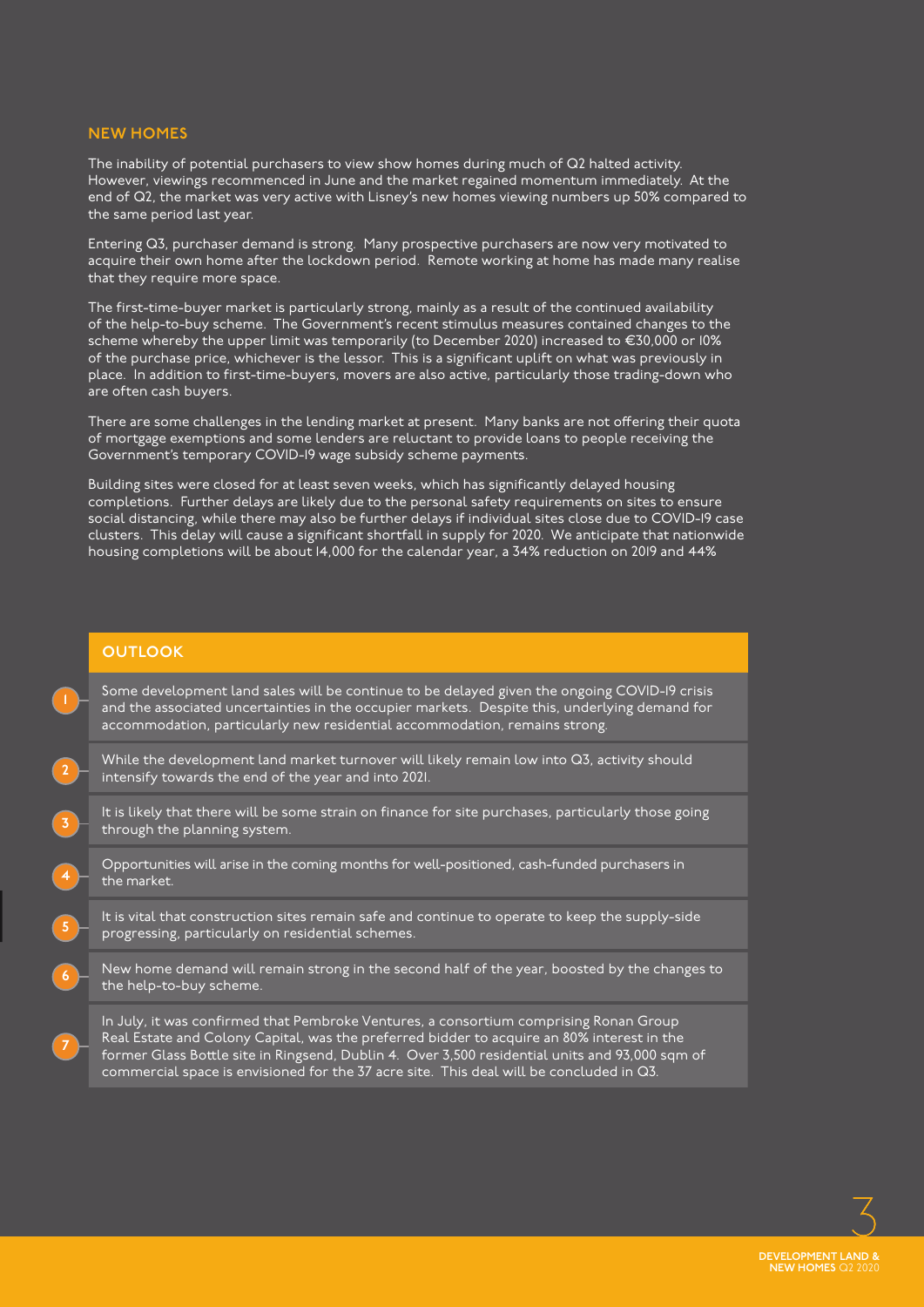## NEW HOMES

The inability of potential purchasers to view show homes during much of Q2 halted activity. However, viewings recommenced in June and the market regained momentum immediately. At the end of Q2, the market was very active with Lisney's new homes viewing numbers up 50% compared to the same period last year.

Entering Q3, purchaser demand is strong. Many prospective purchasers are now very motivated to acquire their own home after the lockdown period. Remote working at home has made many realise that they require more space.

The first-time-buyer market is particularly strong, mainly as a result of the continued availability of the help-to-buy scheme. The Government's recent stimulus measures contained changes to the scheme whereby the upper limit was temporarily (to December 2020) increased to €30,000 or 10% of the purchase price, whichever is the lessor. This is a significant uplift on what was previously in place. In addition to first-time-buyers, movers are also active, particularly those trading-down who are often cash buyers.

There are some challenges in the lending market at present. Many banks are not offering their quota of mortgage exemptions and some lenders are reluctant to provide loans to people receiving the Government's temporary COVID-19 wage subsidy scheme payments.

Building sites were closed for at least seven weeks, which has significantly delayed housing completions. Further delays are likely due to the personal safety requirements on sites to ensure social distancing, while there may also be further delays if individual sites close due to COVID-19 case clusters. This delay will cause a significant shortfall in supply for 2020. We anticipate that nationwide housing completions will be about 14,000 for the calendar year, a 34% reduction on 2019 and 44%

## OUTLOOK

1. Some development land sales will be continue to be delayed given the ongoing COVID-19 crisis and the associated uncertainties in the occupier markets. Despite this, underlying demand for accommodation, particularly new residential accommodation, remains strong.
2. While the development land market turnover will likely remain low into Q3, activity should intensify towards the end of the year and into 2021.
3. It is likely that there will be some strain on finance for site purchases, particularly those going through the planning system.
4. Opportunities will arise in the coming months for well-positioned, cash-funded purchasers in the market.
5. It is vital that construction sites remain safe and continue to operate to keep the supply-side progressing, particularly on residential schemes.
6. New home demand will remain strong in the second half of the year, boosted by the changes to the help-to-buy scheme.
7. In July, it was confirmed that Pembroke Ventures, a consortium comprising Ronan Group Real Estate and Colony Capital, was the preferred bidder to acquire an 80% interest in the former Glass Bottle site in Ringsend, Dublin 4. Over 3,500 residential units and 93,000 sqm of commercial space is envisioned for the 37 acre site. This deal will be concluded in Q3.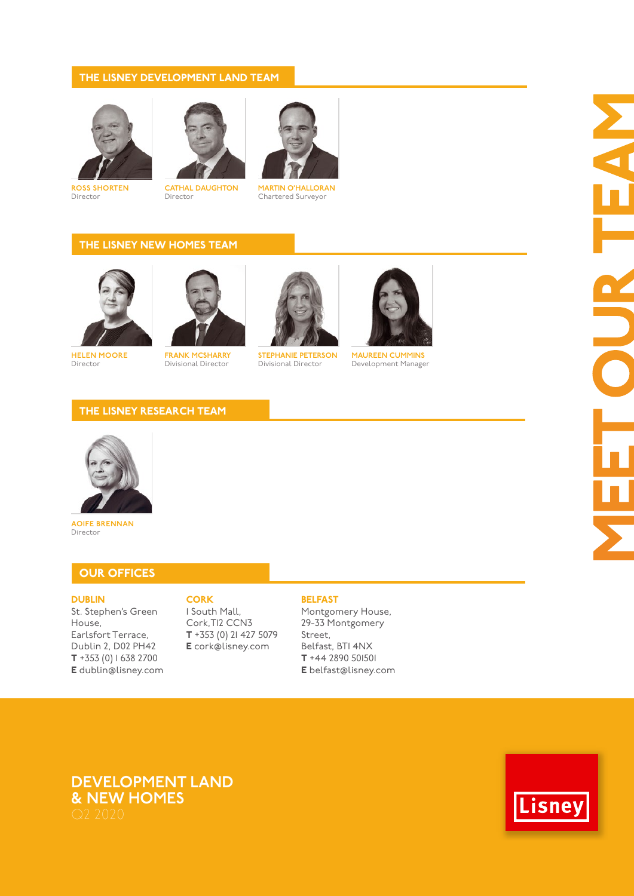# MEET OUR TEAM

## THE LISNEY DEVELOPMENT LAND TEAM

**ROSS SHORTEN**
Director

**CATHAL DAUGHTON**
Director

**MARTIN O'HALLORAN**
Chartered Surveyor

## THE LISNEY NEW HOMES TEAM

**HELEN MOORE**
Director

**FRANK MCSHARRY**
Divisional Director

**STEPHANIE PETERSON**
Divisional Director

**MAUREEN CUMMINS**
Development Manager

## THE LISNEY RESEARCH TEAM

**AOIFE BRENNAN**
Director

## OUR OFFICES

**DUBLIN**
St. Stephen's Green House,
Earlsfort Terrace,
Dublin 2, D02 PH42
**T** +353 (0) 1 638 2700
**E** dublin@lisney.com

**CORK**
1 South Mall,
Cork, T12 CCN3
**T** +353 (0) 21 427 5079
**E** cork@lisney.com

**BELFAST**
Montgomery House,
29-33 Montgomery Street,
Belfast, BT1 4NX
**T** +44 2890 501501
**E** belfast@lisney.com

**DEVELOPMENT LAND & NEW HOMES**
Q2 2020

Lisney